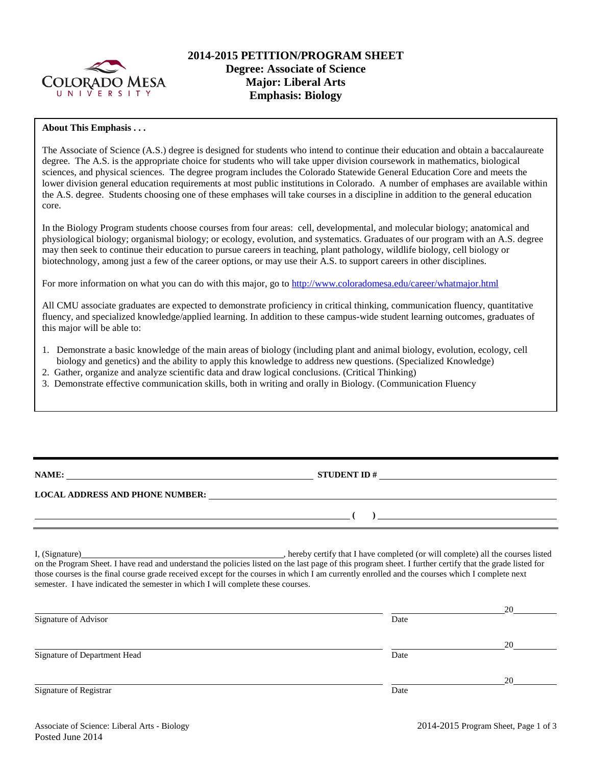COLORADO MESA UNIVERSITY

# 2014-2015 PETITION/PROGRAM SHEET
## Degree: Associate of Science
## Major: Liberal Arts
## Emphasis: Biology

**About This Emphasis . . .**

The Associate of Science (A.S.) degree is designed for students who intend to continue their education and obtain a baccalaureate degree. The A.S. is the appropriate choice for students who will take upper division coursework in mathematics, biological sciences, and physical sciences. The degree program includes the Colorado Statewide General Education Core and meets the lower division general education requirements at most public institutions in Colorado. A number of emphases are available within the A.S. degree. Students choosing one of these emphases will take courses in a discipline in addition to the general education core.

In the Biology Program students choose courses from four areas: cell, developmental, and molecular biology; anatomical and physiological biology; organismal biology; or ecology, evolution, and systematics. Graduates of our program with an A.S. degree may then seek to continue their education to pursue careers in teaching, plant pathology, wildlife biology, cell biology or biotechnology, among just a few of the career options, or may use their A.S. to support careers in other disciplines.

For more information on what you can do with this major, go to http://www.coloradomesa.edu/career/whatmajor.html

All CMU associate graduates are expected to demonstrate proficiency in critical thinking, communication fluency, quantitative fluency, and specialized knowledge/applied learning. In addition to these campus-wide student learning outcomes, graduates of this major will be able to:

1. Demonstrate a basic knowledge of the main areas of biology (including plant and animal biology, evolution, ecology, cell biology and genetics) and the ability to apply this knowledge to address new questions. (Specialized Knowledge)
2. Gather, organize and analyze scientific data and draw logical conclusions. (Critical Thinking)
3. Demonstrate effective communication skills, both in writing and orally in Biology. (Communication Fluency

---

**NAME:** ______________________ **STUDENT ID #** ______________________

**LOCAL ADDRESS AND PHONE NUMBER:** ______________________

______________________ **( )** ______________________

I, (Signature)______________________, hereby certify that I have completed (or will complete) all the courses listed on the Program Sheet. I have read and understand the policies listed on the last page of this program sheet. I further certify that the grade listed for those courses is the final course grade received except for the courses in which I am currently enrolled and the courses which I complete next semester. I have indicated the semester in which I will complete these courses.

| | |
|---|---|
| ______________________ Signature of Advisor | ______________ 20____ Date |
| ______________________ Signature of Department Head | ______________ 20____ Date |
| ______________________ Signature of Registrar | ______________ 20____ Date |

Associate of Science: Liberal Arts - Biology
Posted June 2014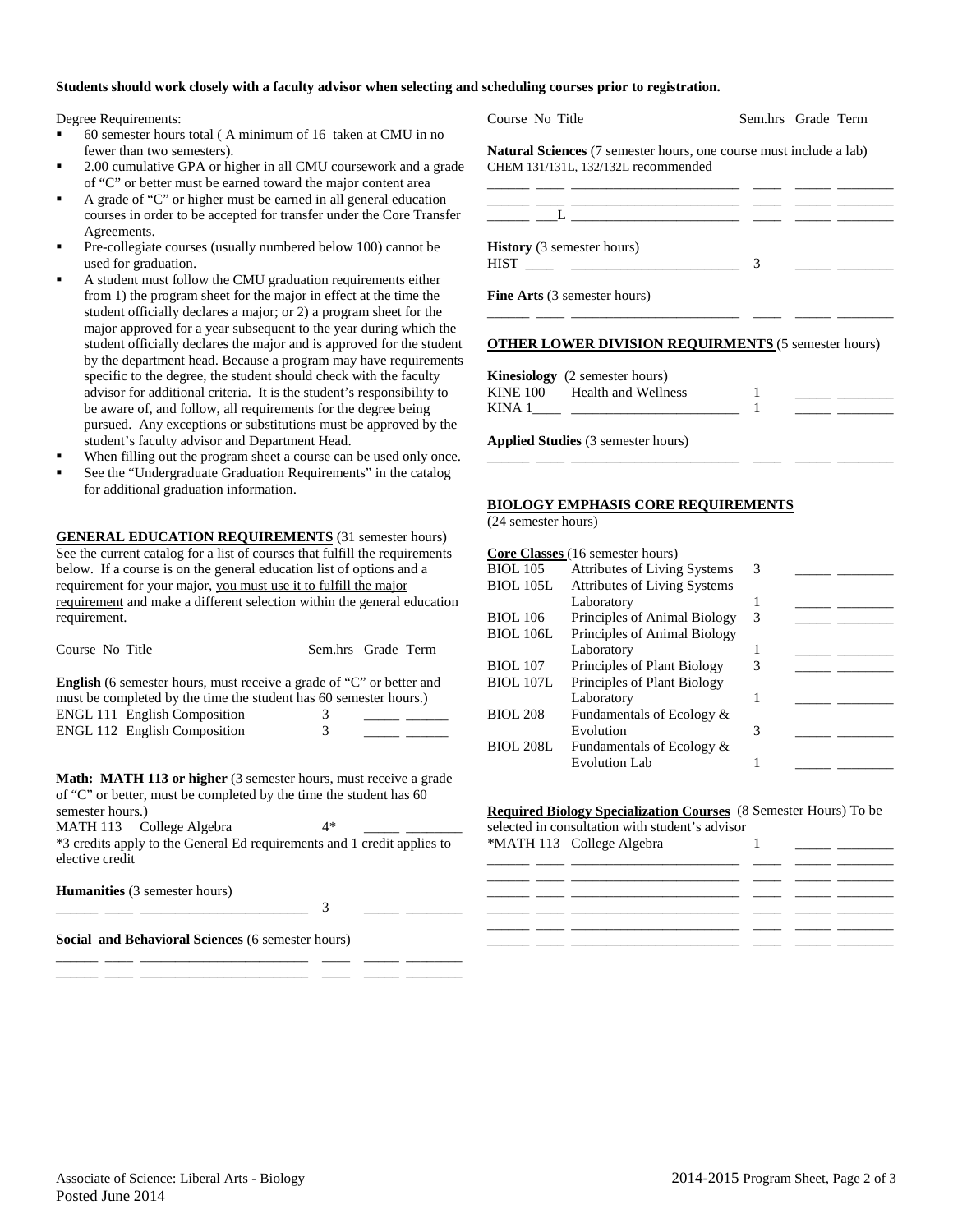**Students should work closely with a faculty advisor when selecting and scheduling courses prior to registration.**

Degree Requirements:

- 60 semester hours total ( A minimum of 16 taken at CMU in no fewer than two semesters).
- 2.00 cumulative GPA or higher in all CMU coursework and a grade of "C" or better must be earned toward the major content area
- A grade of "C" or higher must be earned in all general education courses in order to be accepted for transfer under the Core Transfer Agreements.
- Pre-collegiate courses (usually numbered below 100) cannot be used for graduation.
- A student must follow the CMU graduation requirements either from 1) the program sheet for the major in effect at the time the student officially declares a major; or 2) a program sheet for the major approved for a year subsequent to the year during which the student officially declares the major and is approved for the student by the department head. Because a program may have requirements specific to the degree, the student should check with the faculty advisor for additional criteria. It is the student's responsibility to be aware of, and follow, all requirements for the degree being pursued. Any exceptions or substitutions must be approved by the student's faculty advisor and Department Head.
- When filling out the program sheet a course can be used only once.
- See the "Undergraduate Graduation Requirements" in the catalog for additional graduation information.

**GENERAL EDUCATION REQUIREMENTS** (31 semester hours) See the current catalog for a list of courses that fulfill the requirements below. If a course is on the general education list of options and a requirement for your major, you must use it to fulfill the major requirement and make a different selection within the general education requirement.

| Course No | Title | Sem.hrs | Grade | Term |
|---|---|---|---|---|

**English** (6 semester hours, must receive a grade of "C" or better and must be completed by the time the student has 60 semester hours.)

| Course No | Title | Sem.hrs | Grade | Term |
|---|---|---|---|---|
| ENGL 111 | English Composition | 3 | _____ | ______ |
| ENGL 112 | English Composition | 3 | _____ | ______ |

**Math: MATH 113 or higher** (3 semester hours, must receive a grade of "C" or better, must be completed by the time the student has 60 semester hours.)

| Course No | Title | Sem.hrs | Grade | Term |
|---|---|---|---|---|
| MATH 113 | College Algebra | 4* | _____ | ________ |

*3 credits apply to the General Ed requirements and 1 credit applies to elective credit

**Humanities** (3 semester hours)

| Course No | Title | Sem.hrs | Grade | Term |
|---|---|---|---|---|
| ______ ____ | ________________________ | 3 | _____ | ________ |

**Social and Behavioral Sciences** (6 semester hours)

| Course No | Title | Sem.hrs | Grade | Term |
|---|---|---|---|---|
| ______ ____ | ________________________ | ____ | _____ | ________ |
| ______ ____ | ________________________ | ____ | _____ | ________ |

**Natural Sciences** (7 semester hours, one course must include a lab)
CHEM 131/131L, 132/132L recommended

| Course No | Title | Sem.hrs | Grade | Term |
|---|---|---|---|---|
| ______ ____ | ________________________ | ____ | _____ | ________ |
| ______ ____ | ________________________ | ____ | _____ | ________ |
| ______ ___L | ________________________ | ____ | _____ | ________ |

**History** (3 semester hours)

| Course No | Title | Sem.hrs | Grade | Term |
|---|---|---|---|---|
| HIST ____ | ________________________ | 3 | _____ | ________ |

**Fine Arts** (3 semester hours)

| Course No | Title | Sem.hrs | Grade | Term |
|---|---|---|---|---|
| ______ ____ | ________________________ | ____ | _____ | ________ |

**OTHER LOWER DIVISION REQUIRMENTS** (5 semester hours)

**Kinesiology** (2 semester hours)

| Course No | Title | Sem.hrs | Grade | Term |
|---|---|---|---|---|
| KINE 100 | Health and Wellness | 1 | _____ | ________ |
| KINA 1____ | ________________________ | 1 | _____ | ________ |

**Applied Studies** (3 semester hours)

| Course No | Title | Sem.hrs | Grade | Term |
|---|---|---|---|---|
| ______ ____ | ________________________ | ____ | _____ | ________ |

**BIOLOGY EMPHASIS CORE REQUIREMENTS**
(24 semester hours)

**Core Classes** (16 semester hours)

| Course No | Title | Sem.hrs | Grade | Term |
|---|---|---|---|---|
| BIOL 105 | Attributes of Living Systems | 3 | _____ | ________ |
| BIOL 105L | Attributes of Living Systems Laboratory | 1 | _____ | ________ |
| BIOL 106 | Principles of Animal Biology | 3 | _____ | ________ |
| BIOL 106L | Principles of Animal Biology Laboratory | 1 | _____ | ________ |
| BIOL 107 | Principles of Plant Biology | 3 | _____ | ________ |
| BIOL 107L | Principles of Plant Biology Laboratory | 1 | _____ | ________ |
| BIOL 208 | Fundamentals of Ecology & Evolution | 3 | _____ | ________ |
| BIOL 208L | Fundamentals of Ecology & Evolution Lab | 1 | _____ | ________ |

**Required Biology Specialization Courses** (8 Semester Hours) To be selected in consultation with student's advisor

| Course No | Title | Sem.hrs | Grade | Term |
|---|---|---|---|---|
| *MATH 113 | College Algebra | 1 | _____ | ________ |
| ______ ____ | ________________________ | ____ | _____ | ________ |
| ______ ____ | ________________________ | ____ | _____ | ________ |
| ______ ____ | ________________________ | ____ | _____ | ________ |
| ______ ____ | ________________________ | ____ | _____ | ________ |
| ______ ____ | ________________________ | ____ | _____ | ________ |
| ______ ____ | ________________________ | ____ | _____ | ________ |

Associate of Science: Liberal Arts - Biology
Posted June 2014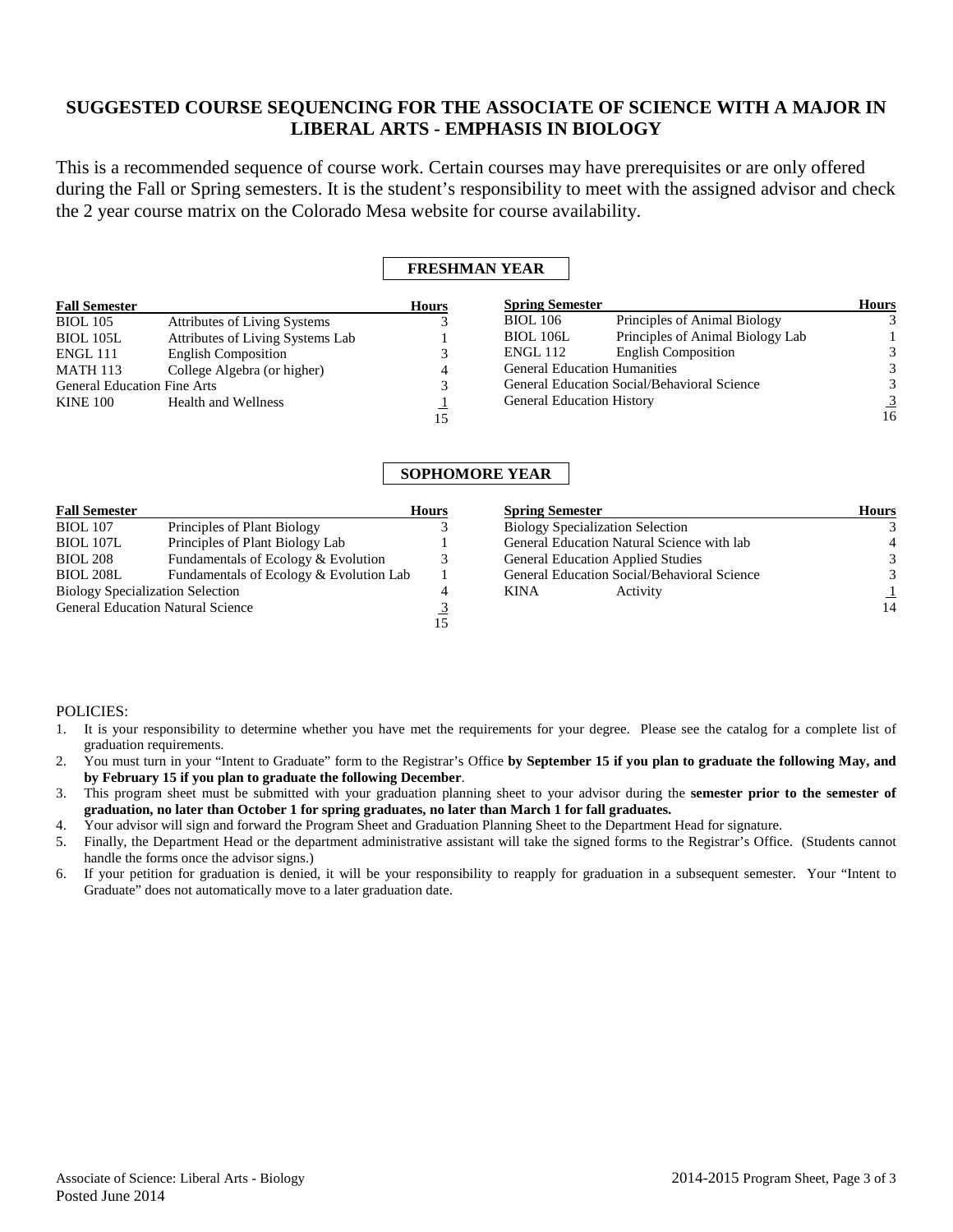# SUGGESTED COURSE SEQUENCING FOR THE ASSOCIATE OF SCIENCE WITH A MAJOR IN LIBERAL ARTS - EMPHASIS IN BIOLOGY

This is a recommended sequence of course work. Certain courses may have prerequisites or are only offered during the Fall or Spring semesters. It is the student's responsibility to meet with the assigned advisor and check the 2 year course matrix on the Colorado Mesa website for course availability.

## FRESHMAN YEAR

| Fall Semester | | Hours |
|---|---|---|
| BIOL 105 | Attributes of Living Systems | 3 |
| BIOL 105L | Attributes of Living Systems Lab | 1 |
| ENGL 111 | English Composition | 3 |
| MATH 113 | College Algebra (or higher) | 4 |
| General Education Fine Arts | | 3 |
| KINE 100 | Health and Wellness | 1 |
| | | 15 |

| Spring Semester | | Hours |
|---|---|---|
| BIOL 106 | Principles of Animal Biology | 3 |
| BIOL 106L | Principles of Animal Biology Lab | 1 |
| ENGL 112 | English Composition | 3 |
| General Education Humanities | | 3 |
| General Education Social/Behavioral Science | | 3 |
| General Education History | | 3 |
| | | 16 |

## SOPHOMORE YEAR

| Fall Semester | | Hours |
|---|---|---|
| BIOL 107 | Principles of Plant Biology | 3 |
| BIOL 107L | Principles of Plant Biology Lab | 1 |
| BIOL 208 | Fundamentals of Ecology & Evolution | 3 |
| BIOL 208L | Fundamentals of Ecology & Evolution Lab | 1 |
| Biology Specialization Selection | | 4 |
| General Education Natural Science | | 3 |
| | | 15 |

| Spring Semester | | Hours |
|---|---|---|
| Biology Specialization Selection | | 3 |
| General Education Natural Science with lab | | 4 |
| General Education Applied Studies | | 3 |
| General Education Social/Behavioral Science | | 3 |
| KINA | Activity | 1 |
| | | 14 |

POLICIES:

1. It is your responsibility to determine whether you have met the requirements for your degree. Please see the catalog for a complete list of graduation requirements.
2. You must turn in your "Intent to Graduate" form to the Registrar's Office **by September 15 if you plan to graduate the following May, and by February 15 if you plan to graduate the following December**.
3. This program sheet must be submitted with your graduation planning sheet to your advisor during the **semester prior to the semester of graduation, no later than October 1 for spring graduates, no later than March 1 for fall graduates.**
4. Your advisor will sign and forward the Program Sheet and Graduation Planning Sheet to the Department Head for signature.
5. Finally, the Department Head or the department administrative assistant will take the signed forms to the Registrar's Office. (Students cannot handle the forms once the advisor signs.)
6. If your petition for graduation is denied, it will be your responsibility to reapply for graduation in a subsequent semester. Your "Intent to Graduate" does not automatically move to a later graduation date.

Associate of Science: Liberal Arts - Biology
Posted June 2014